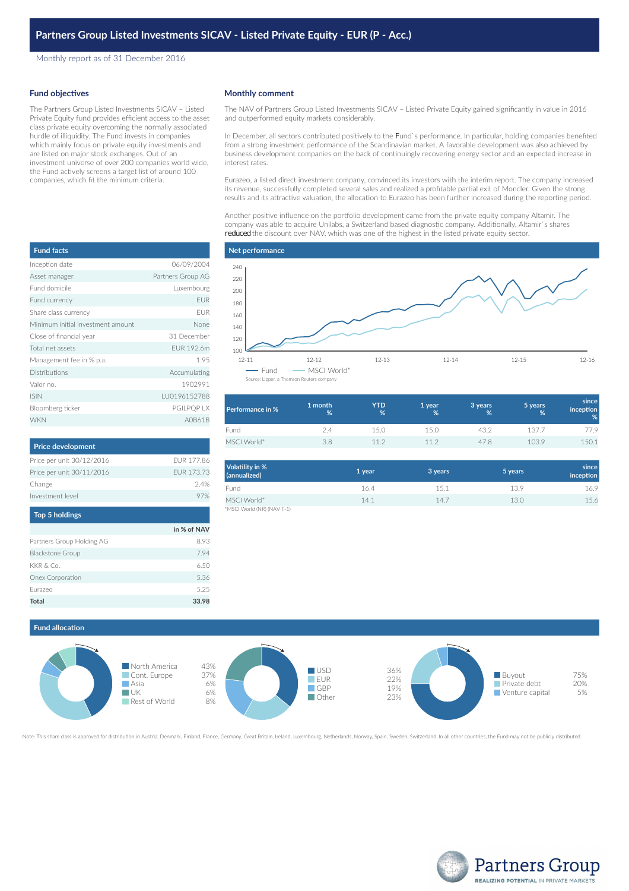# Partners Group Listed Investments SICAV - Listed Private Equity - EUR (P - Acc.)

Monthly report as of 31 December 2016

## Fund objectives

The Partners Group Listed Investments SICAV – Listed Private Equity fund provides efficient access to the asset class private equity overcoming the normally associated hurdle of illiquidity. The Fund invests in companies which mainly focus on private equity investments and are listed on major stock exchanges. Out of an investment universe of over 200 companies world wide, the Fund actively screens a target list of around 100 companies, which fit the minimum criteria.

## Monthly comment

The NAV of Partners Group Listed Investments SICAV – Listed Private Equity gained significantly in value in 2016 and outperformed equity markets considerably.

In December, all sectors contributed positively to the Fund`s performance. In particular, holding companies benefited from a strong investment performance of the Scandinavian market. A favorable development was also achieved by business development companies on the back of continuingly recovering energy sector and an expected increase in interest rates.

Eurazeo, a listed direct investment company, convinced its investors with the interim report. The company increased its revenue, successfully completed several sales and realized a profitable partial exit of Moncler. Given the strong results and its attractive valuation, the allocation to Eurazeo has been further increased during the reporting period.

Another positive influence on the portfolio development came from the private equity company Altamir. The company was able to acquire Unilabs, a Switzerland based diagnostic company. Additionally, Altamir`s shares reduced the discount over NAV, which was one of the highest in the listed private equity sector.

## Fund facts

| | |
|---|---|
| Inception date | 06/09/2004 |
| Asset manager | Partners Group AG |
| Fund domicile | Luxembourg |
| Fund currency | EUR |
| Share class currency | EUR |
| Minimum initial investment amount | None |
| Close of financial year | 31 December |
| Total net assets | EUR 192.6m |
| Management fee in % p.a. | 1.95 |
| Distributions | Accumulating |
| Valor no. | 1902991 |
| ISIN | LU0196152788 |
| Bloomberg ticker | PGILPQP LX |
| WKN | A0B61B |

## Net performance

Fund — MSCI World*

Source: Lipper, a Thomson Reuters company

| Performance in % | 1 month % | YTD % | 1 year % | 3 years % | 5 years % | since inception % |
|---|---|---|---|---|---|---|
| Fund | 2.4 | 15.0 | 15.0 | 43.2 | 137.7 | 77.9 |
| MSCI World* | 3.8 | 11.2 | 11.2 | 47.8 | 103.9 | 150.1 |

| Volatility in % (annualized) | 1 year | 3 years | 5 years | since inception |
|---|---|---|---|---|
| Fund | 16.4 | 15.1 | 13.9 | 16.9 |
| MSCI World* | 14.1 | 14.7 | 13.0 | 15.6 |

*MSCI World (NR) (NAV T-1)

## Price development

| | |
|---|---|
| Price per unit 30/12/2016 | EUR 177.86 |
| Price per unit 30/11/2016 | EUR 173.73 |
| Change | 2.4% |
| Investment level | 97% |

## Top 5 holdings

| | in % of NAV |
|---|---|
| Partners Group Holding AG | 8.93 |
| Blackstone Group | 7.94 |
| KKR & Co. | 6.50 |
| Onex Corporation | 5.36 |
| Eurazeo | 5.25 |
| **Total** | **33.98** |

## Fund allocation

| Region | |
|---|---|
| North America | 43% |
| Cont. Europe | 37% |
| Asia | 6% |
| UK | 6% |
| Rest of World | 8% |

| Currency | |
|---|---|
| USD | 36% |
| EUR | 22% |
| GBP | 19% |
| Other | 23% |

| Investment type | |
|---|---|
| Buyout | 75% |
| Private debt | 20% |
| Venture capital | 5% |

Note: This share class is approved for distribution in Austria, Denmark, Finland, France, Germany, Great Britain, Ireland, Luxembourg, Netherlands, Norway, Spain, Sweden, Switzerland. In all other countries, the Fund may not be publicly distributed.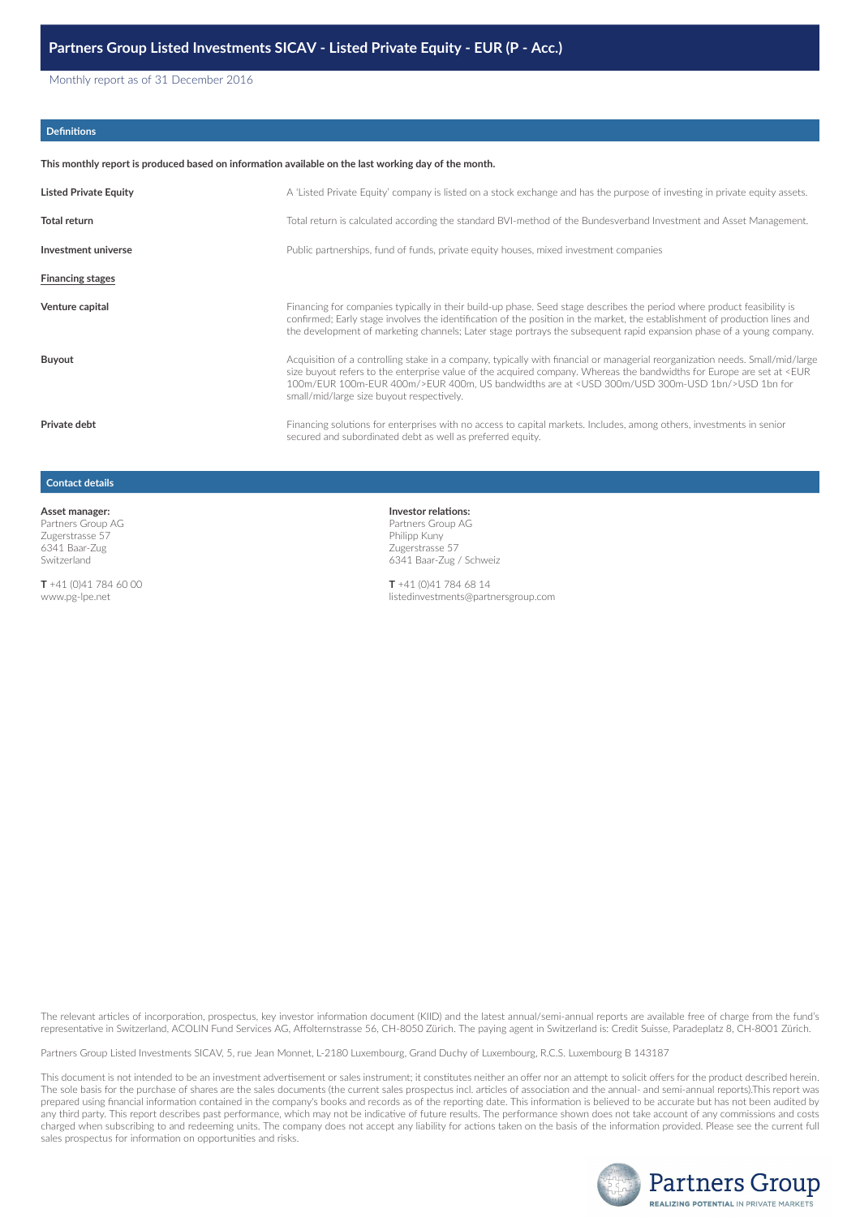# Partners Group Listed Investments SICAV - Listed Private Equity - EUR (P - Acc.)

Monthly report as of 31 December 2016

## Definitions

**This monthly report is produced based on information available on the last working day of the month.**

| | |
|---|---|
| **Listed Private Equity** | A 'Listed Private Equity' company is listed on a stock exchange and has the purpose of investing in private equity assets. |
| **Total return** | Total return is calculated according the standard BVI-method of the Bundesverband Investment and Asset Management. |
| **Investment universe** | Public partnerships, fund of funds, private equity houses, mixed investment companies |
| **Financing stages** | |
| **Venture capital** | Financing for companies typically in their build-up phase. Seed stage describes the period where product feasibility is confirmed; Early stage involves the identification of the position in the market, the establishment of production lines and the development of marketing channels; Later stage portrays the subsequent rapid expansion phase of a young company. |
| **Buyout** | Acquisition of a controlling stake in a company, typically with financial or managerial reorganization needs. Small/mid/large size buyout refers to the enterprise value of the acquired company. Whereas the bandwidths for Europe are set at <EUR 100m/EUR 100m-EUR 400m/>EUR 400m, US bandwidths are at <USD 300m/USD 300m-USD 1bn/>USD 1bn for small/mid/large size buyout respectively. |
| **Private debt** | Financing solutions for enterprises with no access to capital markets. Includes, among others, investments in senior secured and subordinated debt as well as preferred equity. |

## Contact details

**Asset manager:**
Partners Group AG
Zugerstrasse 57
6341 Baar-Zug
Switzerland

**T** +41 (0)41 784 60 00
www.pg-lpe.net

**Investor relations:**
Partners Group AG
Philipp Kuny
Zugerstrasse 57
6341 Baar-Zug / Schweiz

**T** +41 (0)41 784 68 14
listedinvestments@partnersgroup.com

The relevant articles of incorporation, prospectus, key investor information document (KIID) and the latest annual/semi-annual reports are available free of charge from the fund's representative in Switzerland, ACOLIN Fund Services AG, Affolternstrasse 56, CH-8050 Zürich. The paying agent in Switzerland is: Credit Suisse, Paradeplatz 8, CH-8001 Zürich.

Partners Group Listed Investments SICAV, 5, rue Jean Monnet, L-2180 Luxembourg, Grand Duchy of Luxembourg, R.C.S. Luxembourg B 143187

This document is not intended to be an investment advertisement or sales instrument; it constitutes neither an offer nor an attempt to solicit offers for the product described herein. The sole basis for the purchase of shares are the sales documents (the current sales prospectus incl. articles of association and the annual- and semi-annual reports).This report was prepared using financial information contained in the company's books and records as of the reporting date. This information is believed to be accurate but has not been audited by any third party. This report describes past performance, which may not be indicative of future results. The performance shown does not take account of any commissions and costs charged when subscribing to and redeeming units. The company does not accept any liability for actions taken on the basis of the information provided. Please see the current full sales prospectus for information on opportunities and risks.

Partners Group
REALIZING POTENTIAL IN PRIVATE MARKETS